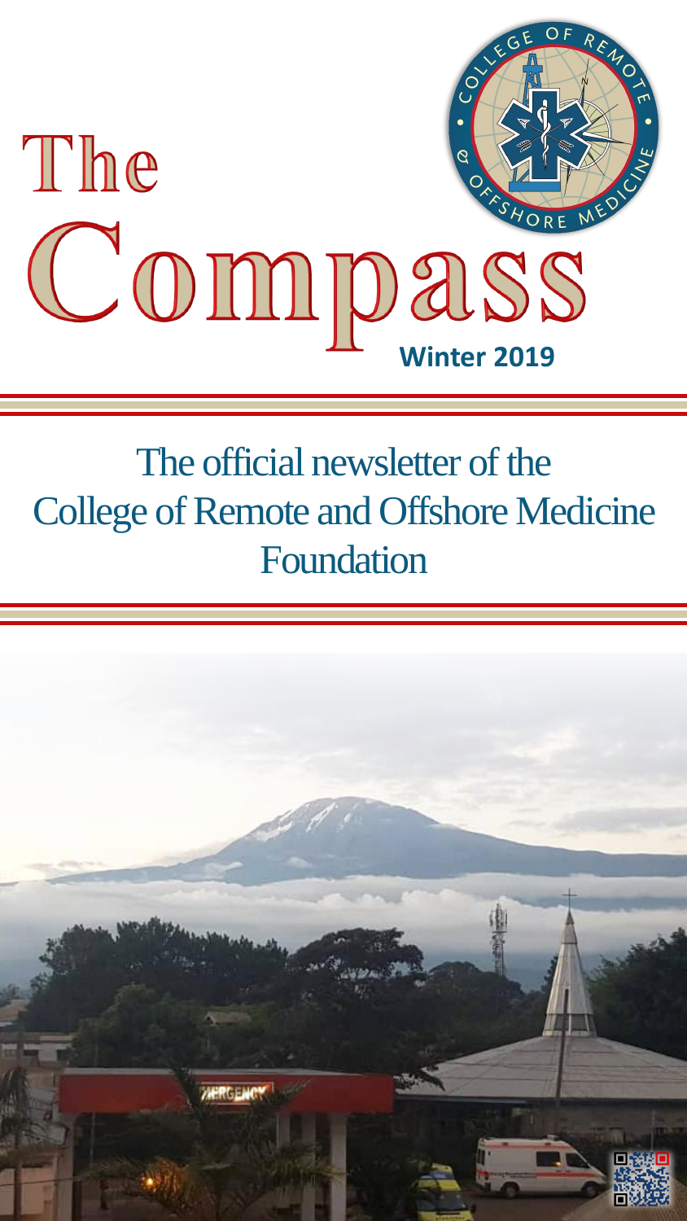# The Compass

**Winter 2019**

The official newsletter of the College of Remote and Offshore Medicine Foundation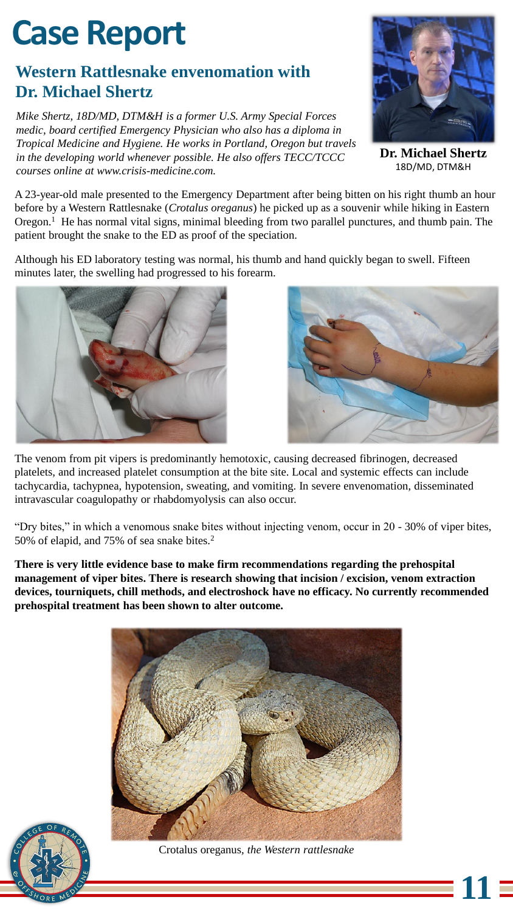# Case Report

## Western Rattlesnake envenomation with Dr. Michael Shertz

*Mike Shertz, 18D/MD, DTM&H is a former U.S. Army Special Forces medic, board certified Emergency Physician who also has a diploma in Tropical Medicine and Hygiene. He works in Portland, Oregon but travels in the developing world whenever possible. He also offers TECC/TCCC courses online at www.crisis-medicine.com.*

**Dr. Michael Shertz**
18D/MD, DTM&H

A 23-year-old male presented to the Emergency Department after being bitten on his right thumb an hour before by a Western Rattlesnake (*Crotalus oreganus*) he picked up as a souvenir while hiking in Eastern Oregon.[1] He has normal vital signs, minimal bleeding from two parallel punctures, and thumb pain. The patient brought the snake to the ED as proof of the speciation.

Although his ED laboratory testing was normal, his thumb and hand quickly began to swell. Fifteen minutes later, the swelling had progressed to his forearm.

The venom from pit vipers is predominantly hemotoxic, causing decreased fibrinogen, decreased platelets, and increased platelet consumption at the bite site. Local and systemic effects can include tachycardia, tachypnea, hypotension, sweating, and vomiting. In severe envenomation, disseminated intravascular coagulopathy or rhabdomyolysis can also occur.

"Dry bites," in which a venomous snake bites without injecting venom, occur in 20 - 30% of viper bites, 50% of elapid, and 75% of sea snake bites.[2]

**There is very little evidence base to make firm recommendations regarding the prehospital management of viper bites. There is research showing that incision / excision, venom extraction devices, tourniquets, chill methods, and electroshock have no efficacy. No currently recommended prehospital treatment has been shown to alter outcome.**

Crotalus oreganus, *the Western rattlesnake*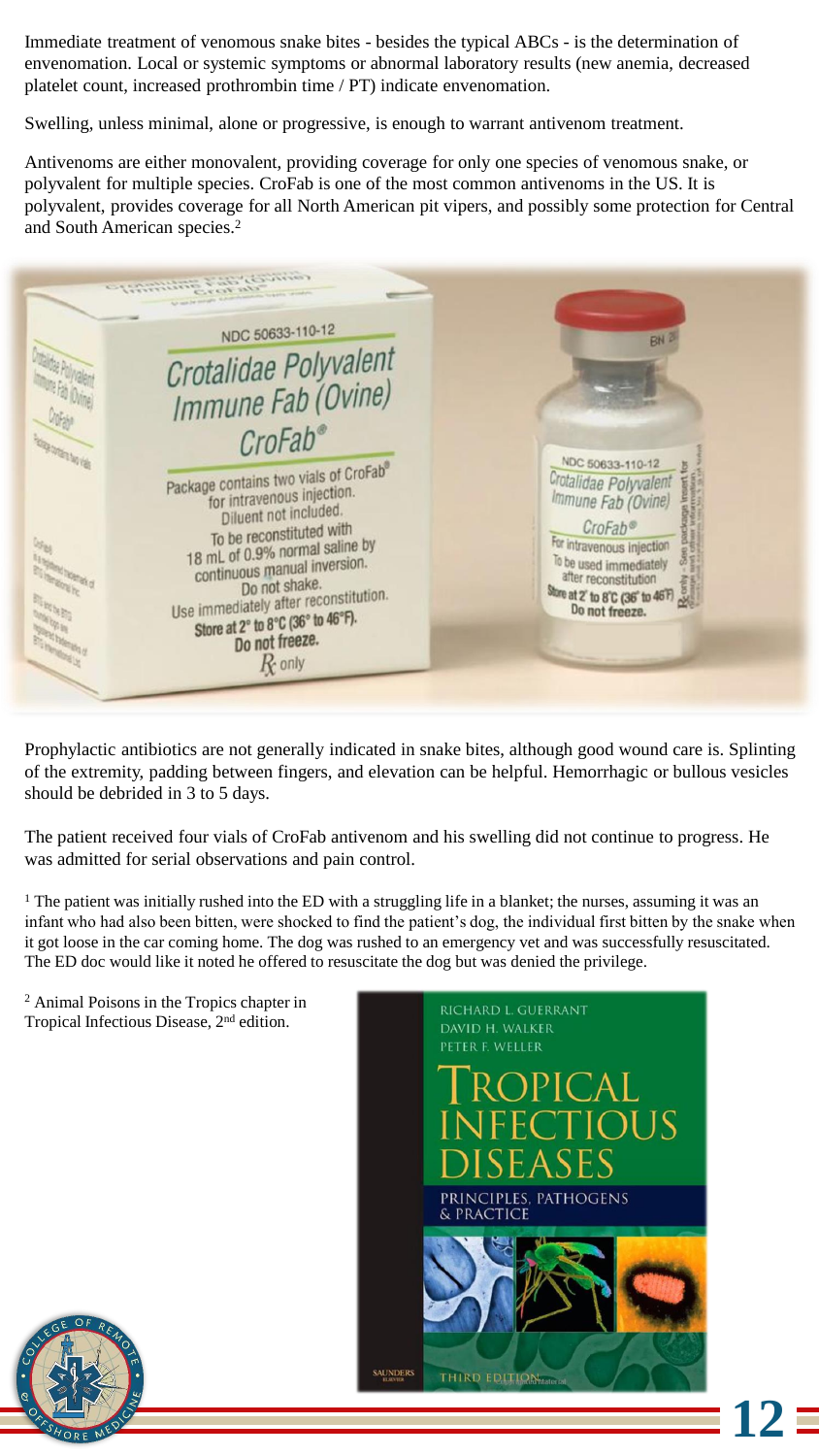Immediate treatment of venomous snake bites - besides the typical ABCs - is the determination of envenomation. Local or systemic symptoms or abnormal laboratory results (new anemia, decreased platelet count, increased prothrombin time / PT) indicate envenomation.

Swelling, unless minimal, alone or progressive, is enough to warrant antivenom treatment.

Antivenoms are either monovalent, providing coverage for only one species of venomous snake, or polyvalent for multiple species. CroFab is one of the most common antivenoms in the US. It is polyvalent, provides coverage for all North American pit vipers, and possibly some protection for Central and South American species.[2]

Prophylactic antibiotics are not generally indicated in snake bites, although good wound care is. Splinting of the extremity, padding between fingers, and elevation can be helpful. Hemorrhagic or bullous vesicles should be debrided in 3 to 5 days.

The patient received four vials of CroFab antivenom and his swelling did not continue to progress. He was admitted for serial observations and pain control.

[1] The patient was initially rushed into the ED with a struggling life in a blanket; the nurses, assuming it was an infant who had also been bitten, were shocked to find the patient's dog, the individual first bitten by the snake when it got loose in the car coming home. The dog was rushed to an emergency vet and was successfully resuscitated. The ED doc would like it noted he offered to resuscitate the dog but was denied the privilege.

[2] Animal Poisons in the Tropics chapter in Tropical Infectious Disease, 2nd edition.